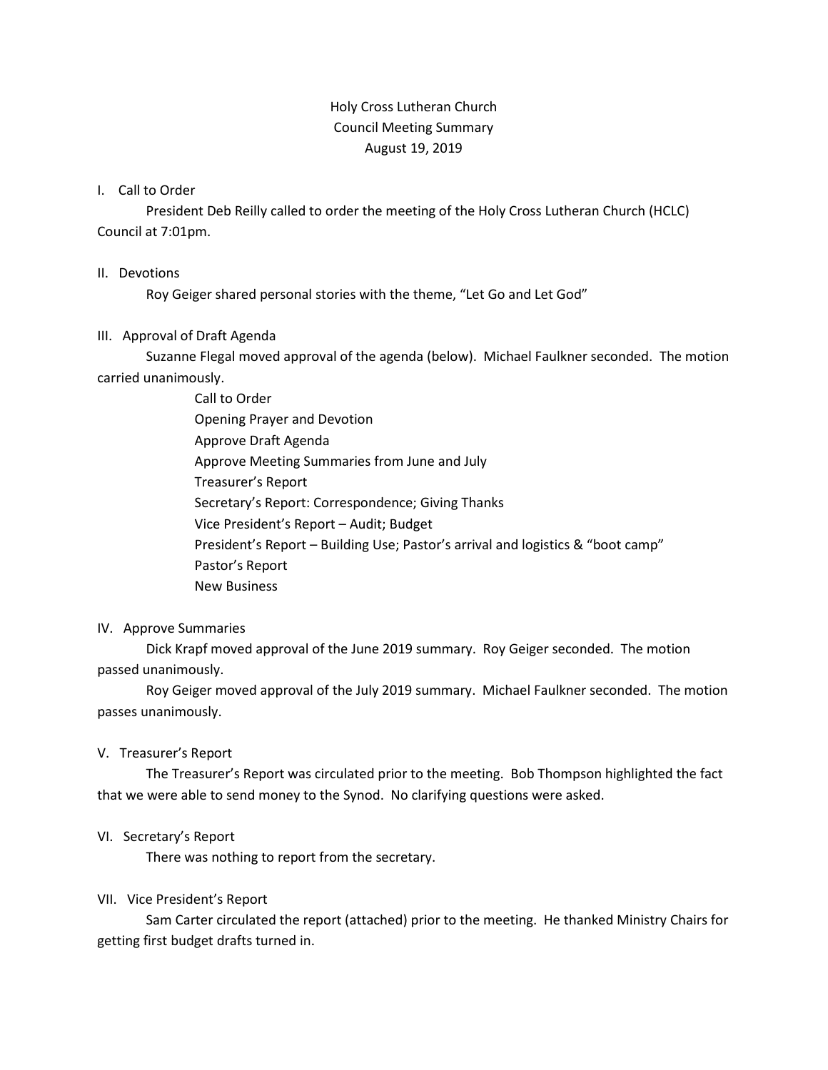# Holy Cross Lutheran Church
## Council Meeting Summary
### August 19, 2019

I. Call to Order

President Deb Reilly called to order the meeting of the Holy Cross Lutheran Church (HCLC) Council at 7:01pm.

II. Devotions

Roy Geiger shared personal stories with the theme, "Let Go and Let God"

III. Approval of Draft Agenda

Suzanne Flegal moved approval of the agenda (below). Michael Faulkner seconded. The motion carried unanimously.

- Call to Order
- Opening Prayer and Devotion
- Approve Draft Agenda
- Approve Meeting Summaries from June and July
- Treasurer's Report
- Secretary's Report: Correspondence; Giving Thanks
- Vice President's Report – Audit; Budget
- President's Report – Building Use; Pastor's arrival and logistics & "boot camp"
- Pastor's Report
- New Business

IV. Approve Summaries

Dick Krapf moved approval of the June 2019 summary. Roy Geiger seconded. The motion passed unanimously.

Roy Geiger moved approval of the July 2019 summary. Michael Faulkner seconded. The motion passes unanimously.

V. Treasurer's Report

The Treasurer's Report was circulated prior to the meeting. Bob Thompson highlighted the fact that we were able to send money to the Synod. No clarifying questions were asked.

VI. Secretary's Report

There was nothing to report from the secretary.

VII. Vice President's Report

Sam Carter circulated the report (attached) prior to the meeting. He thanked Ministry Chairs for getting first budget drafts turned in.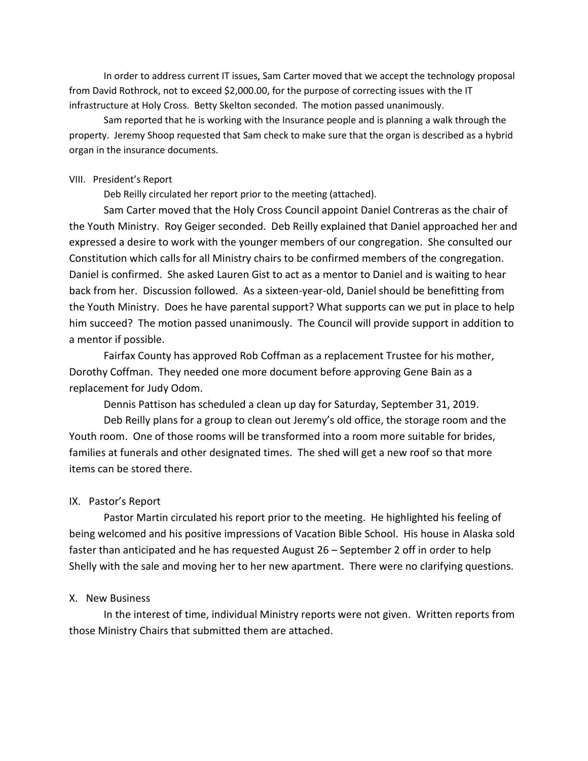In order to address current IT issues, Sam Carter moved that we accept the technology proposal from David Rothrock, not to exceed $2,000.00, for the purpose of correcting issues with the IT infrastructure at Holy Cross. Betty Skelton seconded. The motion passed unanimously.

Sam reported that he is working with the Insurance people and is planning a walk through the property. Jeremy Shoop requested that Sam check to make sure that the organ is described as a hybrid organ in the insurance documents.

VIII. President's Report

Deb Reilly circulated her report prior to the meeting (attached).

Sam Carter moved that the Holy Cross Council appoint Daniel Contreras as the chair of the Youth Ministry. Roy Geiger seconded. Deb Reilly explained that Daniel approached her and expressed a desire to work with the younger members of our congregation. She consulted our Constitution which calls for all Ministry chairs to be confirmed members of the congregation. Daniel is confirmed. She asked Lauren Gist to act as a mentor to Daniel and is waiting to hear back from her. Discussion followed. As a sixteen-year-old, Daniel should be benefitting from the Youth Ministry. Does he have parental support? What supports can we put in place to help him succeed? The motion passed unanimously. The Council will provide support in addition to a mentor if possible.

Fairfax County has approved Rob Coffman as a replacement Trustee for his mother, Dorothy Coffman. They needed one more document before approving Gene Bain as a replacement for Judy Odom.

Dennis Pattison has scheduled a clean up day for Saturday, September 31, 2019.

Deb Reilly plans for a group to clean out Jeremy's old office, the storage room and the Youth room. One of those rooms will be transformed into a room more suitable for brides, families at funerals and other designated times. The shed will get a new roof so that more items can be stored there.

IX. Pastor's Report

Pastor Martin circulated his report prior to the meeting. He highlighted his feeling of being welcomed and his positive impressions of Vacation Bible School. His house in Alaska sold faster than anticipated and he has requested August 26 – September 2 off in order to help Shelly with the sale and moving her to her new apartment. There were no clarifying questions.

X. New Business

In the interest of time, individual Ministry reports were not given. Written reports from those Ministry Chairs that submitted them are attached.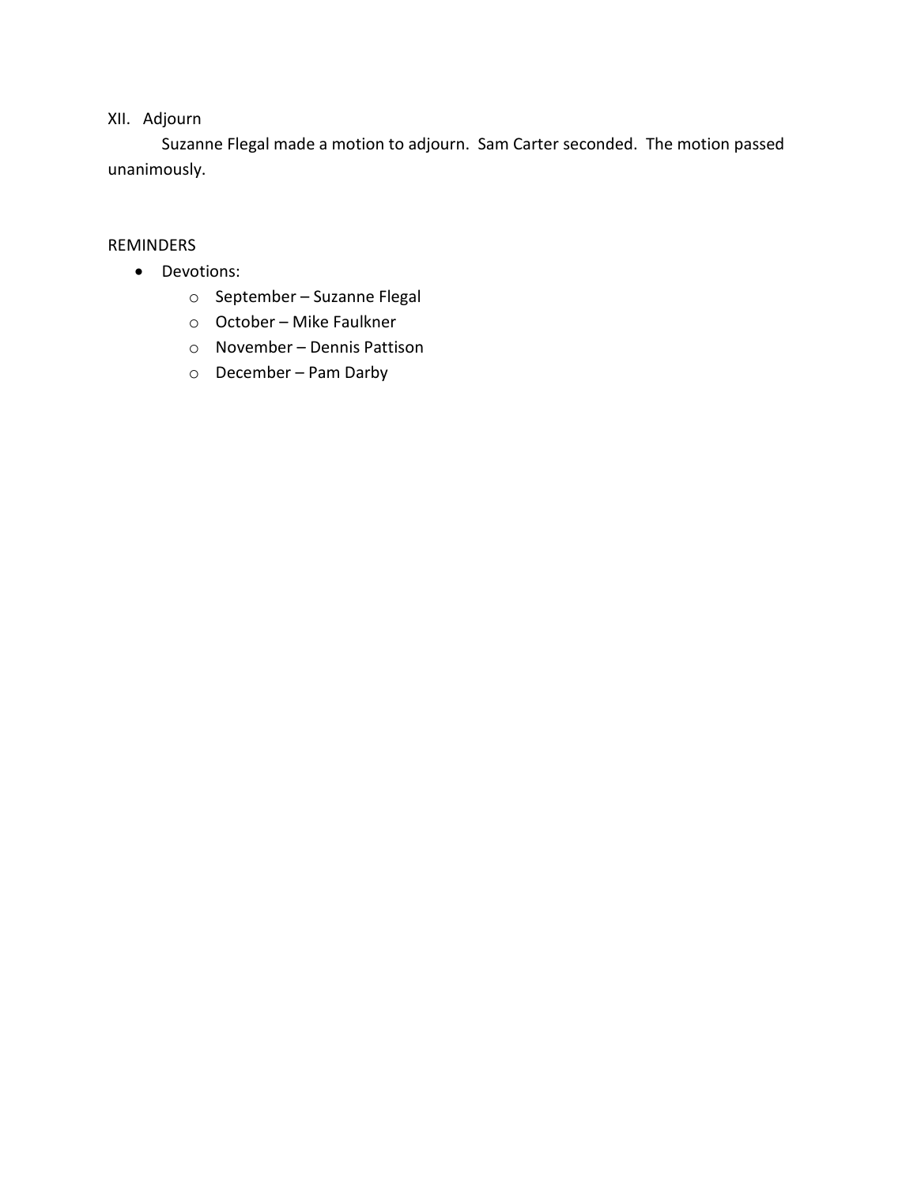XII. Adjourn

Suzanne Flegal made a motion to adjourn. Sam Carter seconded. The motion passed unanimously.

REMINDERS

- Devotions:
  - September – Suzanne Flegal
  - October – Mike Faulkner
  - November – Dennis Pattison
  - December – Pam Darby